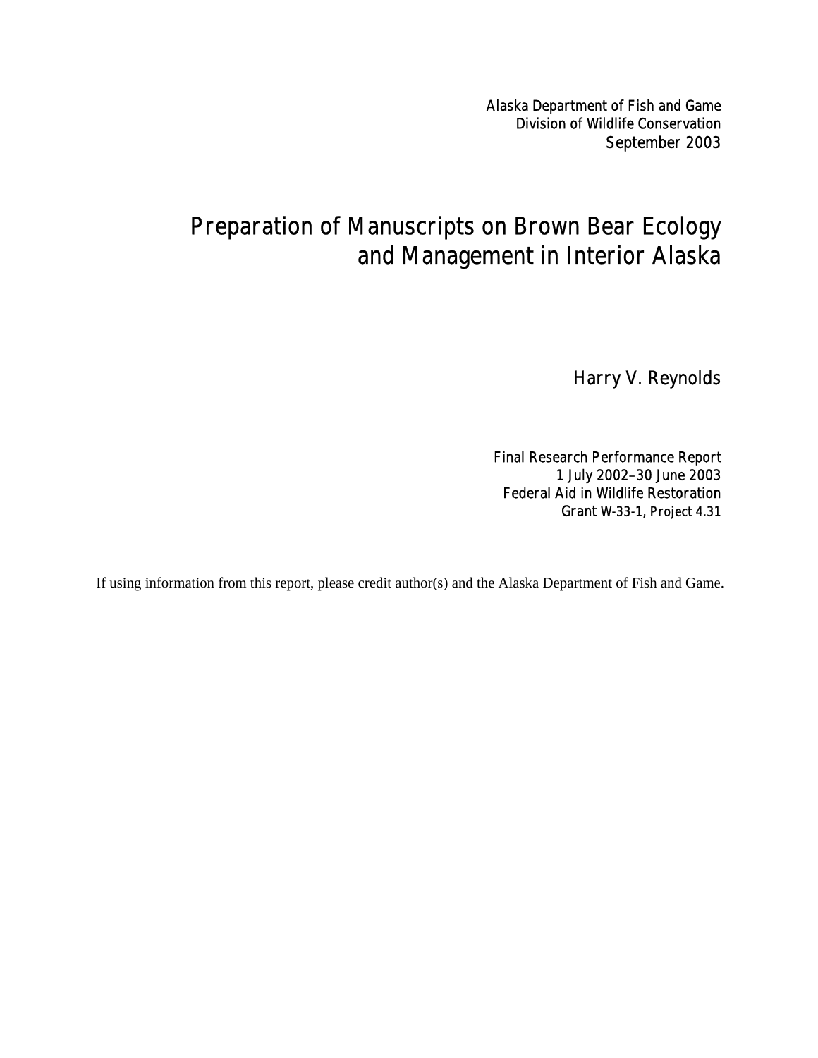Alaska Department of Fish and Game
Division of Wildlife Conservation
September 2003

# Preparation of Manuscripts on Brown Bear Ecology and Management in Interior Alaska

Harry V. Reynolds

Final Research Performance Report
1 July 2002–30 June 2003
Federal Aid in Wildlife Restoration
Grant W-33-1, Project 4.31

If using information from this report, please credit author(s) and the Alaska Department of Fish and Game.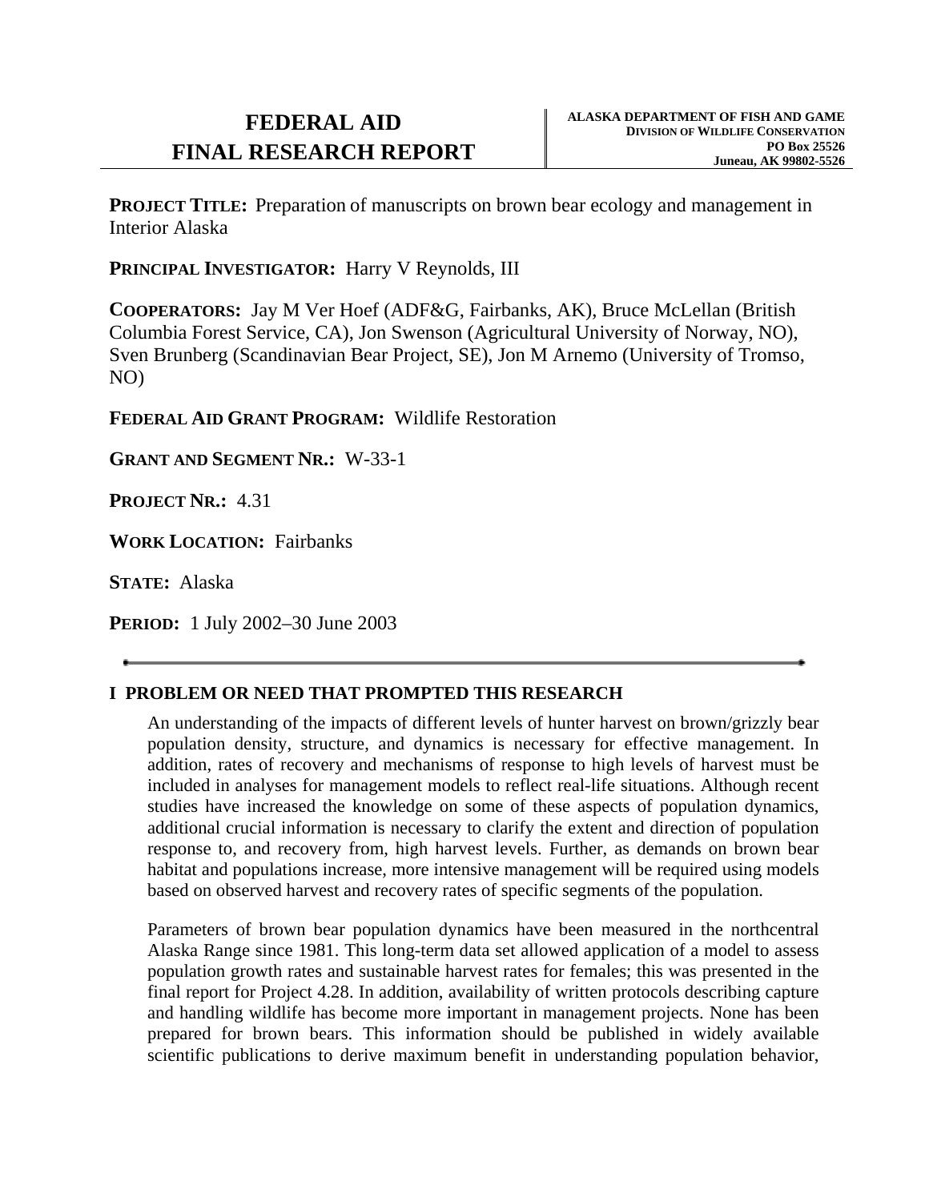# FEDERAL AID FINAL RESEARCH REPORT

**ALASKA DEPARTMENT OF FISH AND GAME**
**DIVISION OF WILDLIFE CONSERVATION**
**PO Box 25526**
**Juneau, AK 99802-5526**

**PROJECT TITLE:** Preparation of manuscripts on brown bear ecology and management in Interior Alaska

**PRINCIPAL INVESTIGATOR:** Harry V Reynolds, III

**COOPERATORS:** Jay M Ver Hoef (ADF&G, Fairbanks, AK), Bruce McLellan (British Columbia Forest Service, CA), Jon Swenson (Agricultural University of Norway, NO), Sven Brunberg (Scandinavian Bear Project, SE), Jon M Arnemo (University of Tromso, NO)

**FEDERAL AID GRANT PROGRAM:** Wildlife Restoration

**GRANT AND SEGMENT NR.:** W-33-1

**PROJECT NR.:** 4.31

**WORK LOCATION:** Fairbanks

**STATE:** Alaska

**PERIOD:** 1 July 2002–30 June 2003

---

## I PROBLEM OR NEED THAT PROMPTED THIS RESEARCH

An understanding of the impacts of different levels of hunter harvest on brown/grizzly bear population density, structure, and dynamics is necessary for effective management. In addition, rates of recovery and mechanisms of response to high levels of harvest must be included in analyses for management models to reflect real-life situations. Although recent studies have increased the knowledge on some of these aspects of population dynamics, additional crucial information is necessary to clarify the extent and direction of population response to, and recovery from, high harvest levels. Further, as demands on brown bear habitat and populations increase, more intensive management will be required using models based on observed harvest and recovery rates of specific segments of the population.

Parameters of brown bear population dynamics have been measured in the northcentral Alaska Range since 1981. This long-term data set allowed application of a model to assess population growth rates and sustainable harvest rates for females; this was presented in the final report for Project 4.28. In addition, availability of written protocols describing capture and handling wildlife has become more important in management projects. None has been prepared for brown bears. This information should be published in widely available scientific publications to derive maximum benefit in understanding population behavior,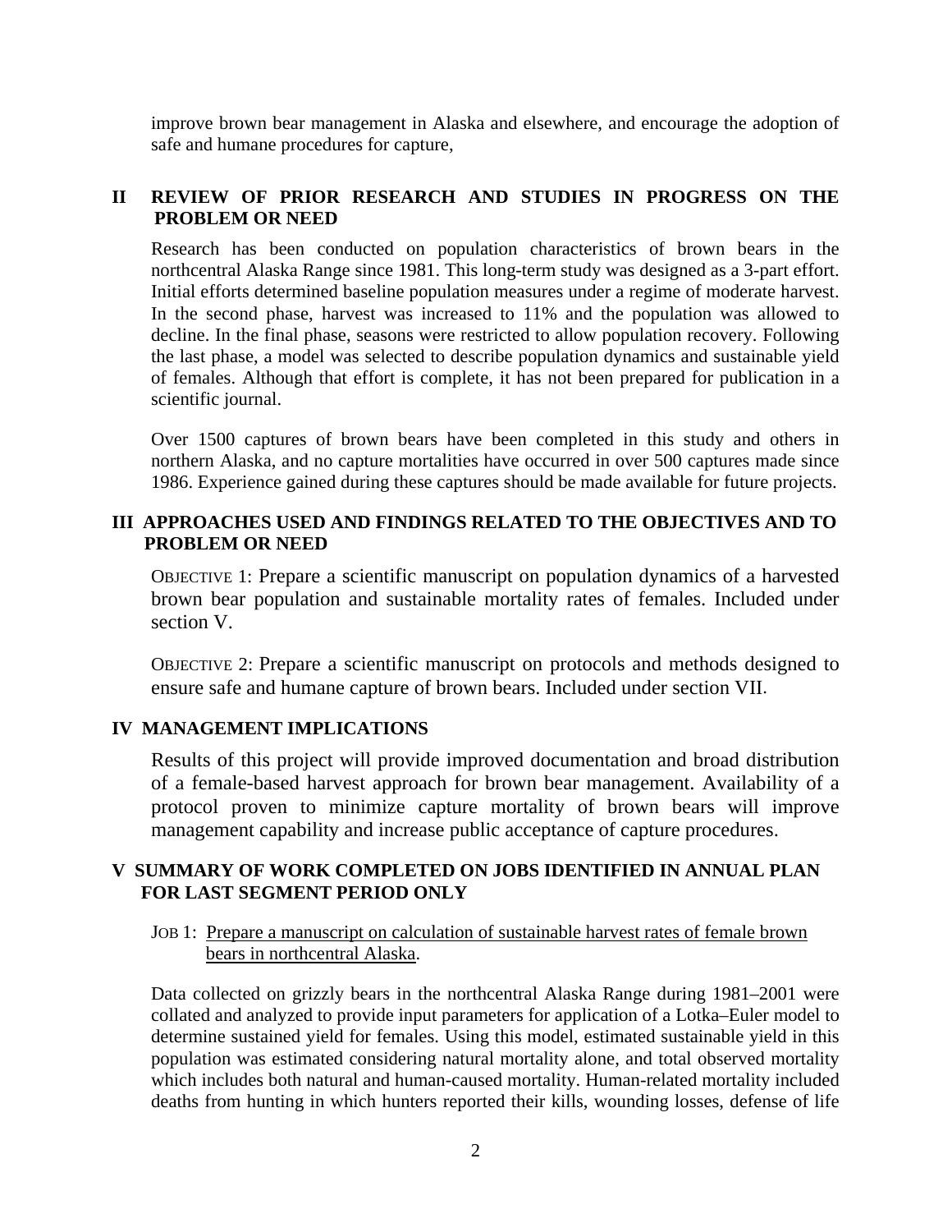improve brown bear management in Alaska and elsewhere, and encourage the adoption of safe and humane procedures for capture,

## II REVIEW OF PRIOR RESEARCH AND STUDIES IN PROGRESS ON THE PROBLEM OR NEED

Research has been conducted on population characteristics of brown bears in the northcentral Alaska Range since 1981. This long-term study was designed as a 3-part effort. Initial efforts determined baseline population measures under a regime of moderate harvest. In the second phase, harvest was increased to 11% and the population was allowed to decline. In the final phase, seasons were restricted to allow population recovery. Following the last phase, a model was selected to describe population dynamics and sustainable yield of females. Although that effort is complete, it has not been prepared for publication in a scientific journal.

Over 1500 captures of brown bears have been completed in this study and others in northern Alaska, and no capture mortalities have occurred in over 500 captures made since 1986. Experience gained during these captures should be made available for future projects.

## III APPROACHES USED AND FINDINGS RELATED TO THE OBJECTIVES AND TO PROBLEM OR NEED

OBJECTIVE 1: Prepare a scientific manuscript on population dynamics of a harvested brown bear population and sustainable mortality rates of females. Included under section V.

OBJECTIVE 2: Prepare a scientific manuscript on protocols and methods designed to ensure safe and humane capture of brown bears. Included under section VII.

## IV MANAGEMENT IMPLICATIONS

Results of this project will provide improved documentation and broad distribution of a female-based harvest approach for brown bear management. Availability of a protocol proven to minimize capture mortality of brown bears will improve management capability and increase public acceptance of capture procedures.

## V SUMMARY OF WORK COMPLETED ON JOBS IDENTIFIED IN ANNUAL PLAN FOR LAST SEGMENT PERIOD ONLY

JOB 1: Prepare a manuscript on calculation of sustainable harvest rates of female brown bears in northcentral Alaska.

Data collected on grizzly bears in the northcentral Alaska Range during 1981–2001 were collated and analyzed to provide input parameters for application of a Lotka–Euler model to determine sustained yield for females. Using this model, estimated sustainable yield in this population was estimated considering natural mortality alone, and total observed mortality which includes both natural and human-caused mortality. Human-related mortality included deaths from hunting in which hunters reported their kills, wounding losses, defense of life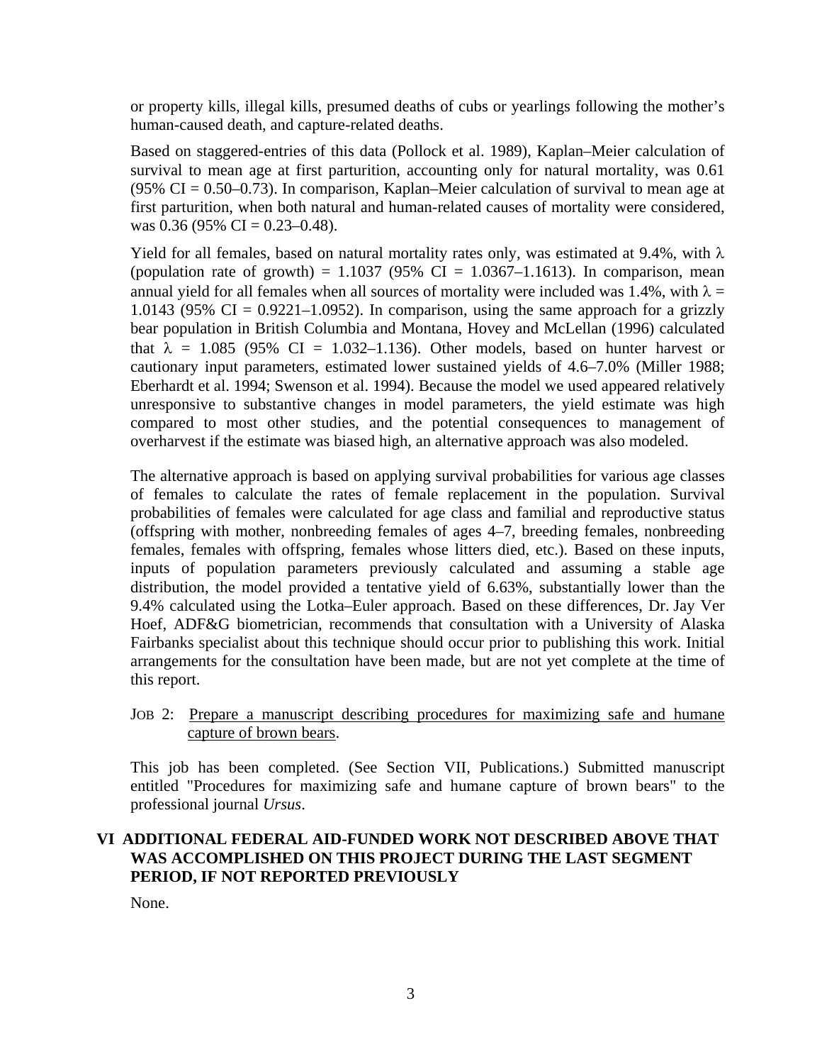or property kills, illegal kills, presumed deaths of cubs or yearlings following the mother's human-caused death, and capture-related deaths.

Based on staggered-entries of this data (Pollock et al. 1989), Kaplan–Meier calculation of survival to mean age at first parturition, accounting only for natural mortality, was 0.61 (95% CI = 0.50–0.73). In comparison, Kaplan–Meier calculation of survival to mean age at first parturition, when both natural and human-related causes of mortality were considered, was 0.36 (95% CI = 0.23–0.48).

Yield for all females, based on natural mortality rates only, was estimated at 9.4%, with $\lambda$ (population rate of growth) = 1.1037 (95% CI = 1.0367–1.1613). In comparison, mean annual yield for all females when all sources of mortality were included was 1.4%, with $\lambda$ = 1.0143 (95% CI = 0.9221–1.0952). In comparison, using the same approach for a grizzly bear population in British Columbia and Montana, Hovey and McLellan (1996) calculated that $\lambda$ = 1.085 (95% CI = 1.032–1.136). Other models, based on hunter harvest or cautionary input parameters, estimated lower sustained yields of 4.6–7.0% (Miller 1988; Eberhardt et al. 1994; Swenson et al. 1994). Because the model we used appeared relatively unresponsive to substantive changes in model parameters, the yield estimate was high compared to most other studies, and the potential consequences to management of overharvest if the estimate was biased high, an alternative approach was also modeled.

The alternative approach is based on applying survival probabilities for various age classes of females to calculate the rates of female replacement in the population. Survival probabilities of females were calculated for age class and familial and reproductive status (offspring with mother, nonbreeding females of ages 4–7, breeding females, nonbreeding females, females with offspring, females whose litters died, etc.). Based on these inputs, inputs of population parameters previously calculated and assuming a stable age distribution, the model provided a tentative yield of 6.63%, substantially lower than the 9.4% calculated using the Lotka–Euler approach. Based on these differences, Dr. Jay Ver Hoef, ADF&G biometrician, recommends that consultation with a University of Alaska Fairbanks specialist about this technique should occur prior to publishing this work. Initial arrangements for the consultation have been made, but are not yet complete at the time of this report.

JOB 2: Prepare a manuscript describing procedures for maximizing safe and humane capture of brown bears.

This job has been completed. (See Section VII, Publications.) Submitted manuscript entitled "Procedures for maximizing safe and humane capture of brown bears" to the professional journal *Ursus*.

## VI ADDITIONAL FEDERAL AID-FUNDED WORK NOT DESCRIBED ABOVE THAT WAS ACCOMPLISHED ON THIS PROJECT DURING THE LAST SEGMENT PERIOD, IF NOT REPORTED PREVIOUSLY

None.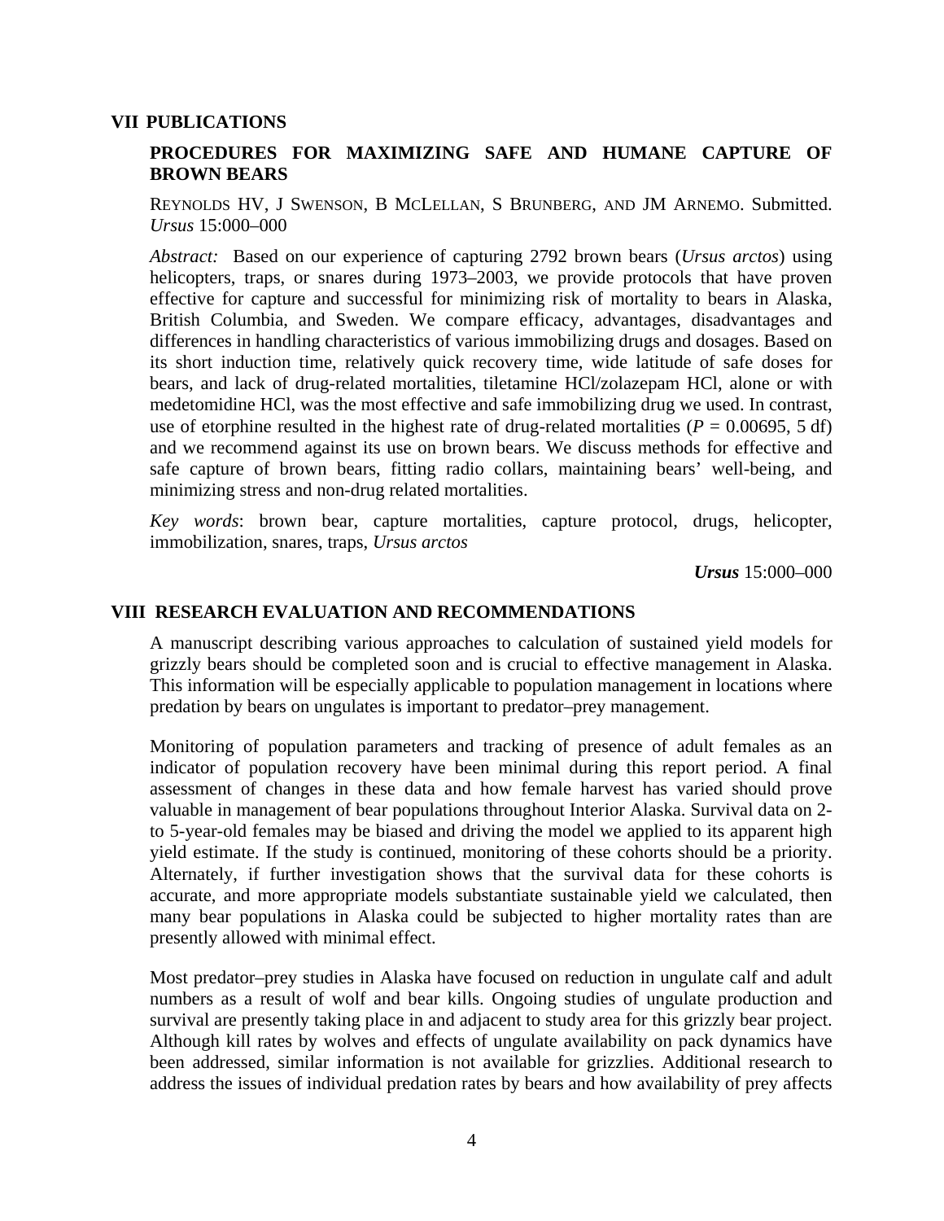## VII PUBLICATIONS

### PROCEDURES FOR MAXIMIZING SAFE AND HUMANE CAPTURE OF BROWN BEARS

REYNOLDS HV, J SWENSON, B MCLELLAN, S BRUNBERG, AND JM ARNEMO. Submitted. *Ursus* 15:000–000

*Abstract:* Based on our experience of capturing 2792 brown bears (*Ursus arctos*) using helicopters, traps, or snares during 1973–2003, we provide protocols that have proven effective for capture and successful for minimizing risk of mortality to bears in Alaska, British Columbia, and Sweden. We compare efficacy, advantages, disadvantages and differences in handling characteristics of various immobilizing drugs and dosages. Based on its short induction time, relatively quick recovery time, wide latitude of safe doses for bears, and lack of drug-related mortalities, tiletamine HCl/zolazepam HCl, alone or with medetomidine HCl, was the most effective and safe immobilizing drug we used. In contrast, use of etorphine resulted in the highest rate of drug-related mortalities ($P = 0.00695$, 5 df) and we recommend against its use on brown bears. We discuss methods for effective and safe capture of brown bears, fitting radio collars, maintaining bears' well-being, and minimizing stress and non-drug related mortalities.

*Key words*: brown bear, capture mortalities, capture protocol, drugs, helicopter, immobilization, snares, traps, *Ursus arctos*

***Ursus*** 15:000–000

## VIII RESEARCH EVALUATION AND RECOMMENDATIONS

A manuscript describing various approaches to calculation of sustained yield models for grizzly bears should be completed soon and is crucial to effective management in Alaska. This information will be especially applicable to population management in locations where predation by bears on ungulates is important to predator–prey management.

Monitoring of population parameters and tracking of presence of adult females as an indicator of population recovery have been minimal during this report period. A final assessment of changes in these data and how female harvest has varied should prove valuable in management of bear populations throughout Interior Alaska. Survival data on 2- to 5-year-old females may be biased and driving the model we applied to its apparent high yield estimate. If the study is continued, monitoring of these cohorts should be a priority. Alternately, if further investigation shows that the survival data for these cohorts is accurate, and more appropriate models substantiate sustainable yield we calculated, then many bear populations in Alaska could be subjected to higher mortality rates than are presently allowed with minimal effect.

Most predator–prey studies in Alaska have focused on reduction in ungulate calf and adult numbers as a result of wolf and bear kills. Ongoing studies of ungulate production and survival are presently taking place in and adjacent to study area for this grizzly bear project. Although kill rates by wolves and effects of ungulate availability on pack dynamics have been addressed, similar information is not available for grizzlies. Additional research to address the issues of individual predation rates by bears and how availability of prey affects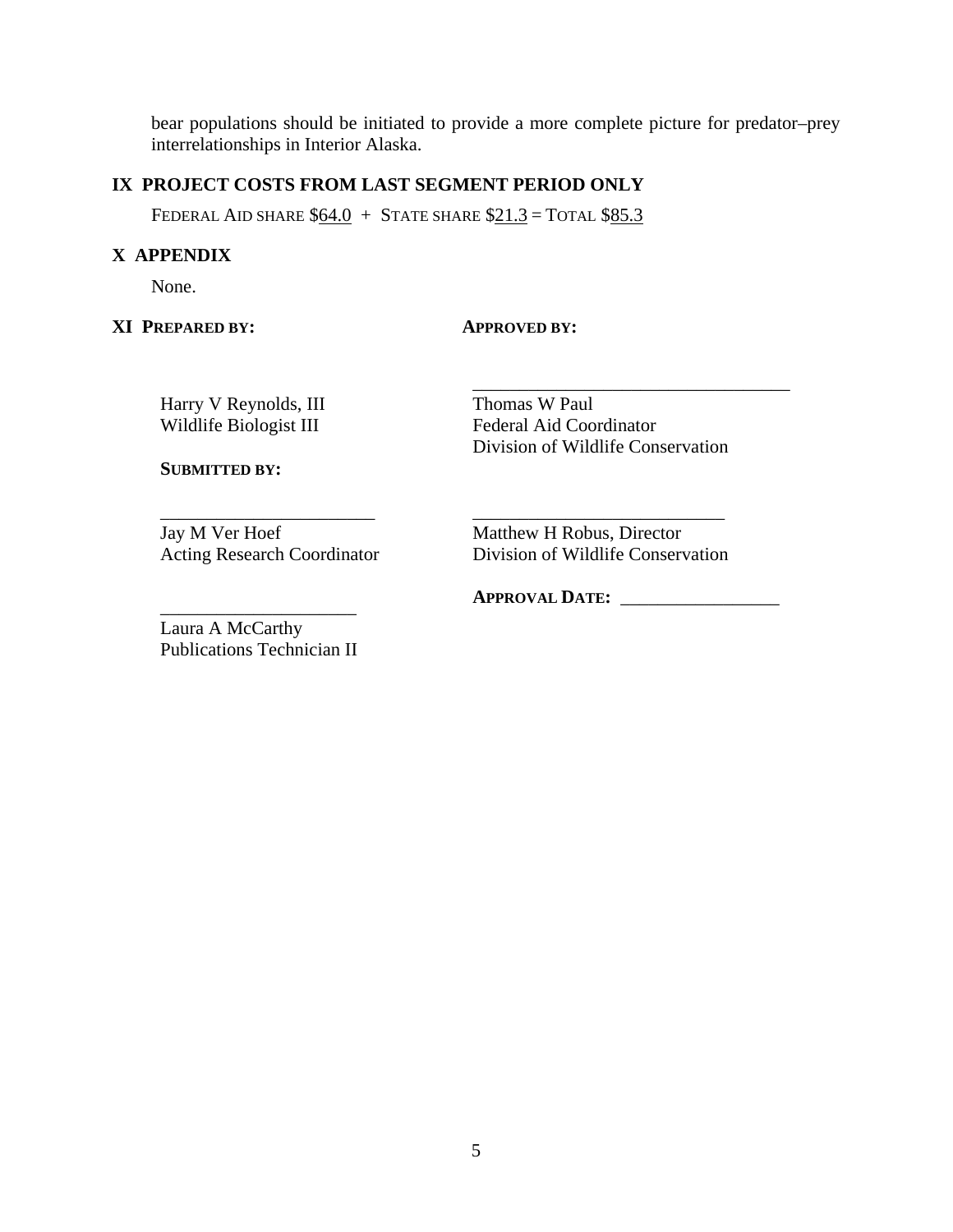bear populations should be initiated to provide a more complete picture for predator–prey interrelationships in Interior Alaska.

## IX PROJECT COSTS FROM LAST SEGMENT PERIOD ONLY

FEDERAL AID SHARE $64.0 + STATE SHARE $21.3 = TOTAL $85.3

## X APPENDIX

None.

## XI PREPARED BY:

Harry V Reynolds, III
Wildlife Biologist III

**SUBMITTED BY:**

______________________
Jay M Ver Hoef
Acting Research Coordinator

______________________
Laura A McCarthy
Publications Technician II

**APPROVED BY:**

______________________
Thomas W Paul
Federal Aid Coordinator
Division of Wildlife Conservation

______________________
Matthew H Robus, Director
Division of Wildlife Conservation

**APPROVAL DATE:** ______________